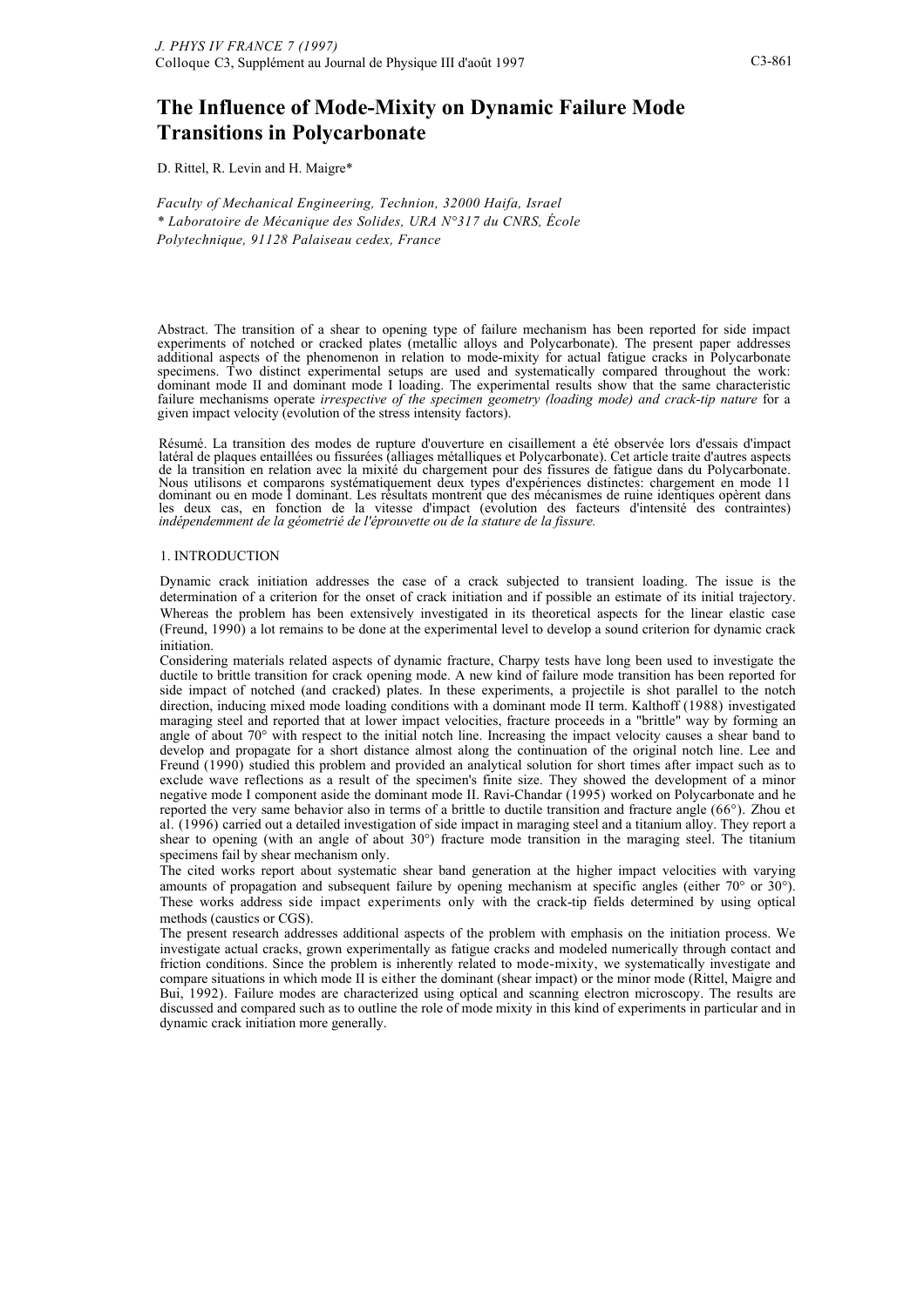# The Influence of Mode-Mixity on Dynamic Failure Mode Transitions in Polycarbonate

D. Rittel, R. Levin and H. Maigre*

*Faculty of Mechanical Engineering, Technion, 32000 Haifa, Israel*
*\* Laboratoire de Mécanique des Solides, URA N°317 du CNRS, École Polytechnique, 91128 Palaiseau cedex, France*

Abstract. The transition of a shear to opening type of failure mechanism has been reported for side impact experiments of notched or cracked plates (metallic alloys and Polycarbonate). The present paper addresses additional aspects of the phenomenon in relation to mode-mixity for actual fatigue cracks in Polycarbonate specimens. Two distinct experimental setups are used and systematically compared throughout the work: dominant mode II and dominant mode I loading. The experimental results show that the same characteristic failure mechanisms operate *irrespective of the specimen geometry (loading mode) and crack-tip nature* for a given impact velocity (evolution of the stress intensity factors).

Résumé. La transition des modes de rupture d'ouverture en cisaillement a été observée lors d'essais d'impact latéral de plaques entaillées ou fissurées (alliages métalliques et Polycarbonate). Cet article traite d'autres aspects de la transition en relation avec la mixité du chargement pour des fissures de fatigue dans du Polycarbonate. Nous utilisons et comparons systématiquement deux types d'expériences distinctes: chargement en mode 11 dominant ou en mode I dominant. Les résultats montrent que des mécanismes de ruine identiques opèrent dans les deux cas, en fonction de la vitesse d'impact (évolution des facteurs d'intensité des contraintes) *indépendemment de la géometrié de l'éprouvette ou de la stature de la fissure.*

## 1. INTRODUCTION

Dynamic crack initiation addresses the case of a crack subjected to transient loading. The issue is the determination of a criterion for the onset of crack initiation and if possible an estimate of its initial trajectory. Whereas the problem has been extensively investigated in its theoretical aspects for the linear elastic case (Freund, 1990) a lot remains to be done at the experimental level to develop a sound criterion for dynamic crack initiation.

Considering materials related aspects of dynamic fracture, Charpy tests have long been used to investigate the ductile to brittle transition for crack opening mode. A new kind of failure mode transition has been reported for side impact of notched (and cracked) plates. In these experiments, a projectile is shot parallel to the notch direction, inducing mixed mode loading conditions with a dominant mode II term. Kalthoff (1988) investigated maraging steel and reported that at lower impact velocities, fracture proceeds in a "brittle" way by forming an angle of about 70° with respect to the initial notch line. Increasing the impact velocity causes a shear band to develop and propagate for a short distance almost along the continuation of the original notch line. Lee and Freund (1990) studied this problem and provided an analytical solution for short times after impact such as to exclude wave reflections as a result of the specimen's finite size. They showed the development of a minor negative mode I component aside the dominant mode II. Ravi-Chandar (1995) worked on Polycarbonate and he reported the very same behavior also in terms of a brittle to ductile transition and fracture angle (66°). Zhou et al. (1996) carried out a detailed investigation of side impact in maraging steel and a titanium alloy. They report a shear to opening (with an angle of about 30°) fracture mode transition in the maraging steel. The titanium specimens fail by shear mechanism only.

The cited works report about systematic shear band generation at the higher impact velocities with varying amounts of propagation and subsequent failure by opening mechanism at specific angles (either 70° or 30°). These works address side impact experiments only with the crack-tip fields determined by using optical methods (caustics or CGS).

The present research addresses additional aspects of the problem with emphasis on the initiation process. We investigate actual cracks, grown experimentally as fatigue cracks and modeled numerically through contact and friction conditions. Since the problem is inherently related to mode-mixity, we systematically investigate and compare situations in which mode II is either the dominant (shear impact) or the minor mode (Rittel, Maigre and Bui, 1992). Failure modes are characterized using optical and scanning electron microscopy. The results are discussed and compared such as to outline the role of mode mixity in this kind of experiments in particular and in dynamic crack initiation more generally.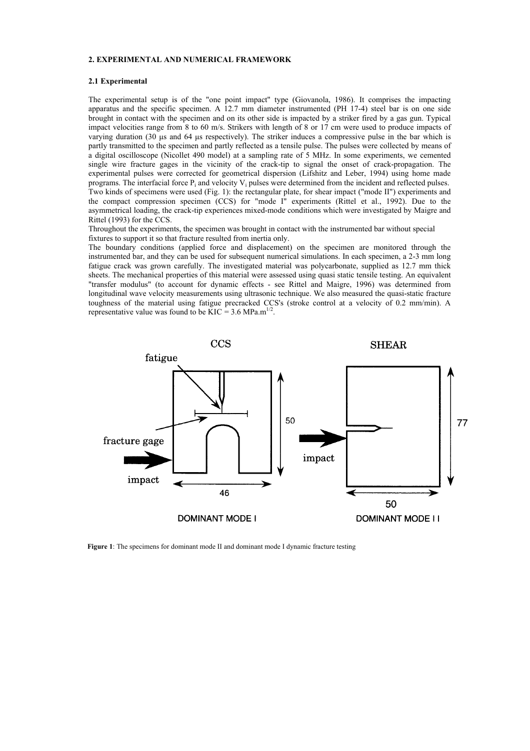## 2. EXPERIMENTAL AND NUMERICAL FRAMEWORK

### 2.1 Experimental

The experimental setup is of the "one point impact" type (Giovanola, 1986). It comprises the impacting apparatus and the specific specimen. A 12.7 mm diameter instrumented (PH 17-4) steel bar is on one side brought in contact with the specimen and on its other side is impacted by a striker fired by a gas gun. Typical impact velocities range from 8 to 60 m/s. Strikers with length of 8 or 17 cm were used to produce impacts of varying duration (30 μs and 64 μs respectively). The striker induces a compressive pulse in the bar which is partly transmitted to the specimen and partly reflected as a tensile pulse. The pulses were collected by means of a digital oscilloscope (Nicollet 490 model) at a sampling rate of 5 MHz. In some experiments, we cemented single wire fracture gages in the vicinity of the crack-tip to signal the onset of crack-propagation. The experimental pulses were corrected for geometrical dispersion (Lifshitz and Leber, 1994) using home made programs. The interfacial force $P_i$ and velocity $V_i$ pulses were determined from the incident and reflected pulses. Two kinds of specimens were used (Fig. 1): the rectangular plate, for shear impact ("mode II") experiments and the compact compression specimen (CCS) for "mode I" experiments (Rittel et al., 1992). Due to the asymmetrical loading, the crack-tip experiences mixed-mode conditions which were investigated by Maigre and Rittel (1993) for the CCS.

Throughout the experiments, the specimen was brought in contact with the instrumented bar without special fixtures to support it so that fracture resulted from inertia only.

The boundary conditions (applied force and displacement) on the specimen are monitored through the instrumented bar, and they can be used for subsequent numerical simulations. In each specimen, a 2-3 mm long fatigue crack was grown carefully. The investigated material was polycarbonate, supplied as 12.7 mm thick sheets. The mechanical properties of this material were assessed using quasi static tensile testing. An equivalent "transfer modulus" (to account for dynamic effects - see Rittel and Maigre, 1996) was determined from longitudinal wave velocity measurements using ultrasonic technique. We also measured the quasi-static fracture toughness of the material using fatigue precracked CCS's (stroke control at a velocity of 0.2 mm/min). A representative value was found to be $K_{IC} = 3.6$ MPa.m$^{1/2}$.

**Figure 1**: The specimens for dominant mode II and dominant mode I dynamic fracture testing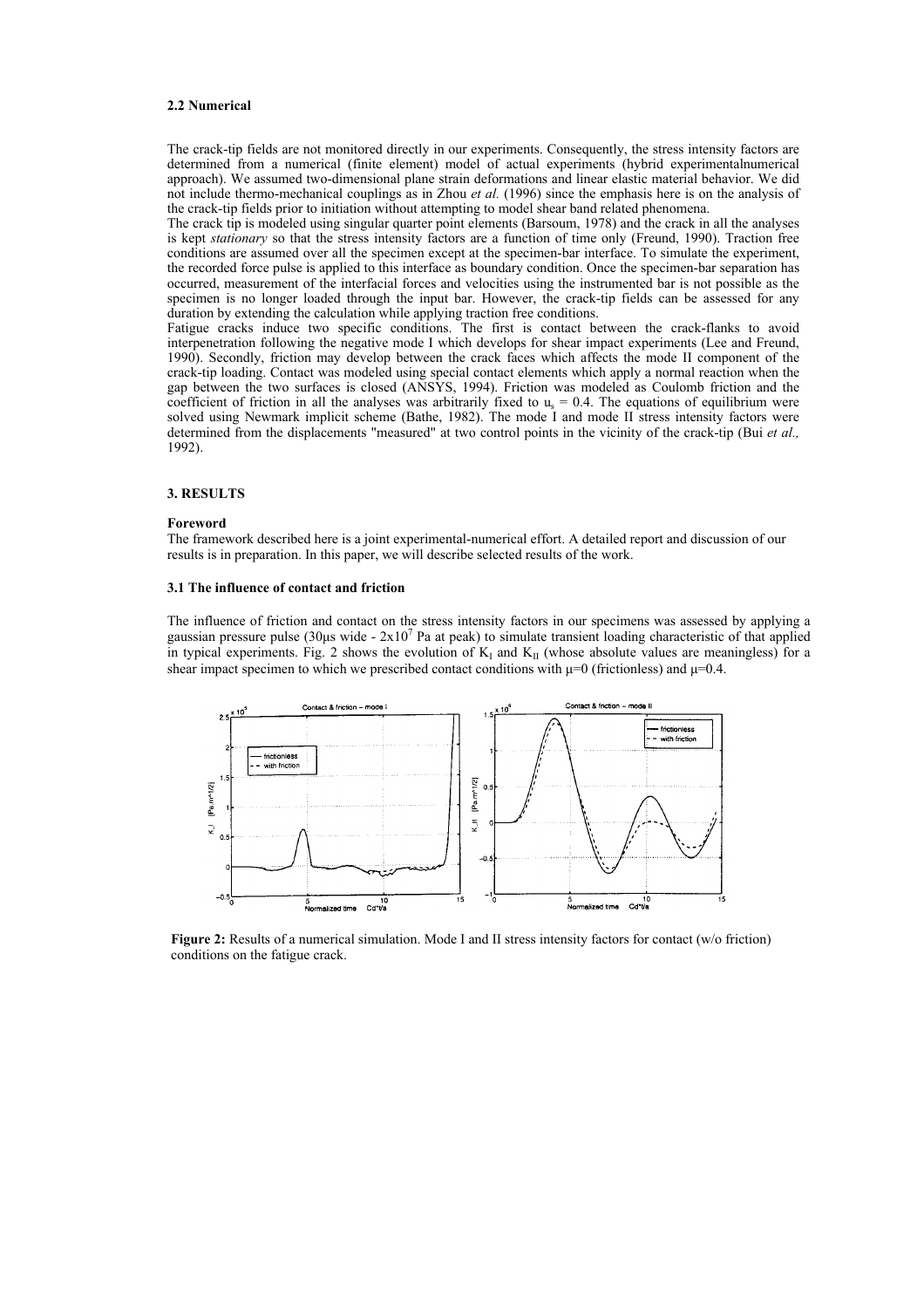#### 2.2 Numerical

The crack-tip fields are not monitored directly in our experiments. Consequently, the stress intensity factors are determined from a numerical (finite element) model of actual experiments (hybrid experimentalnumerical approach). We assumed two-dimensional plane strain deformations and linear elastic material behavior. We did not include thermo-mechanical couplings as in Zhou *et al.* (1996) since the emphasis here is on the analysis of the crack-tip fields prior to initiation without attempting to model shear band related phenomena.
The crack tip is modeled using singular quarter point elements (Barsoum, 1978) and the crack in all the analyses is kept *stationary* so that the stress intensity factors are a function of time only (Freund, 1990). Traction free conditions are assumed over all the specimen except at the specimen-bar interface. To simulate the experiment, the recorded force pulse is applied to this interface as boundary condition. Once the specimen-bar separation has occurred, measurement of the interfacial forces and velocities using the instrumented bar is not possible as the specimen is no longer loaded through the input bar. However, the crack-tip fields can be assessed for any duration by extending the calculation while applying traction free conditions.
Fatigue cracks induce two specific conditions. The first is contact between the crack-flanks to avoid interpenetration following the negative mode I which develops for shear impact experiments (Lee and Freund, 1990). Secondly, friction may develop between the crack faces which affects the mode II component of the crack-tip loading. Contact was modeled using special contact elements which apply a normal reaction when the gap between the two surfaces is closed (ANSYS, 1994). Friction was modeled as Coulomb friction and the coefficient of friction in all the analyses was arbitrarily fixed to $u_s = 0.4$. The equations of equilibrium were solved using Newmark implicit scheme (Bathe, 1982). The mode I and mode II stress intensity factors were determined from the displacements "measured" at two control points in the vicinity of the crack-tip (Bui *et al.,* 1992).

## 3. RESULTS

**Foreword**

The framework described here is a joint experimental-numerical effort. A detailed report and discussion of our results is in preparation. In this paper, we will describe selected results of the work.

### 3.1 The influence of contact and friction

The influence of friction and contact on the stress intensity factors in our specimens was assessed by applying a gaussian pressure pulse (30μs wide - $2\text{x}10^7$ Pa at peak) to simulate transient loading characteristic of that applied in typical experiments. Fig. 2 shows the evolution of $K_I$ and $K_{II}$ (whose absolute values are meaningless) for a shear impact specimen to which we prescribed contact conditions with μ=0 (frictionless) and μ=0.4.

**Figure 2:** Results of a numerical simulation. Mode I and II stress intensity factors for contact (w/o friction) conditions on the fatigue crack.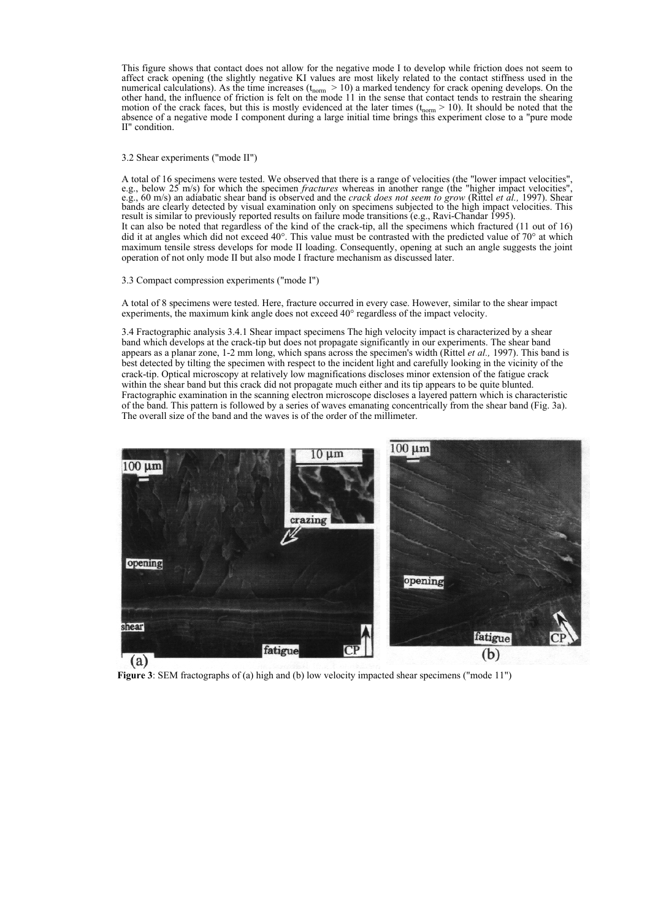This figure shows that contact does not allow for the negative mode I to develop while friction does not seem to affect crack opening (the slightly negative KI values are most likely related to the contact stiffness used in the numerical calculations). As the time increases ($t_{norm} > 10$) a marked tendency for crack opening develops. On the other hand, the influence of friction is felt on the mode 11 in the sense that contact tends to restrain the shearing motion of the crack faces, but this is mostly evidenced at the later times ($t_{norm} > 10$). It should be noted that the absence of a negative mode I component during a large initial time brings this experiment close to a "pure mode II" condition.

3.2 Shear experiments ("mode II")

A total of 16 specimens were tested. We observed that there is a range of velocities (the "lower impact velocities", e.g., below 25 m/s) for which the specimen *fractures* whereas in another range (the "higher impact velocities", e.g., 60 m/s) an adiabatic shear band is observed and the *crack does not seem to grow* (Rittel *et al.,* 1997). Shear bands are clearly detected by visual examination only on specimens subjected to the high impact velocities. This result is similar to previously reported results on failure mode transitions (e.g., Ravi-Chandar 1995).
It can also be noted that regardless of the kind of the crack-tip, all the specimens which fractured (11 out of 16) did it at angles which did not exceed 40°. This value must be contrasted with the predicted value of 70° at which maximum tensile stress develops for mode II loading. Consequently, opening at such an angle suggests the joint operation of not only mode II but also mode I fracture mechanism as discussed later.

3.3 Compact compression experiments ("mode I")

A total of 8 specimens were tested. Here, fracture occurred in every case. However, similar to the shear impact experiments, the maximum kink angle does not exceed 40° regardless of the impact velocity.

3.4 Fractographic analysis 3.4.1 Shear impact specimens The high velocity impact is characterized by a shear band which develops at the crack-tip but does not propagate significantly in our experiments. The shear band appears as a planar zone, 1-2 mm long, which spans across the specimen's width (Rittel *et al.,* 1997). This band is best detected by tilting the specimen with respect to the incident light and carefully looking in the vicinity of the crack-tip. Optical microscopy at relatively low magnifications discloses minor extension of the fatigue crack within the shear band but this crack did not propagate much either and its tip appears to be quite blunted. Fractographic examination in the scanning electron microscope discloses a layered pattern which is characteristic of the band. This pattern is followed by a series of waves emanating concentrically from the shear band (Fig. 3a). The overall size of the band and the waves is of the order of the millimeter.

**Figure 3**: SEM fractographs of (a) high and (b) low velocity impacted shear specimens ("mode 11")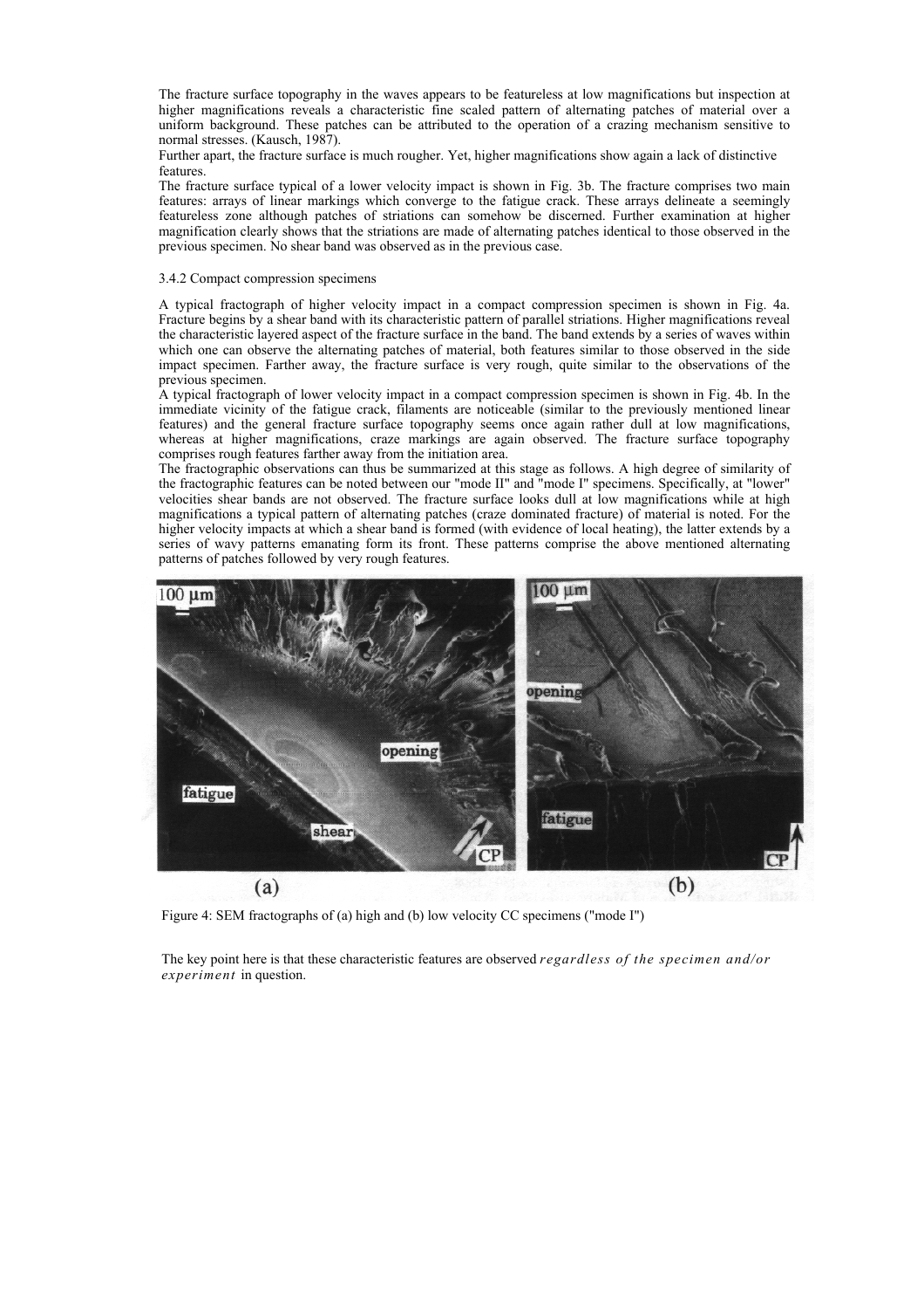The fracture surface topography in the waves appears to be featureless at low magnifications but inspection at higher magnifications reveals a characteristic fine scaled pattern of alternating patches of material over a uniform background. These patches can be attributed to the operation of a crazing mechanism sensitive to normal stresses. (Kausch, 1987).

Further apart, the fracture surface is much rougher. Yet, higher magnifications show again a lack of distinctive features.

The fracture surface typical of a lower velocity impact is shown in Fig. 3b. The fracture comprises two main features: arrays of linear markings which converge to the fatigue crack. These arrays delineate a seemingly featureless zone although patches of striations can somehow be discerned. Further examination at higher magnification clearly shows that the striations are made of alternating patches identical to those observed in the previous specimen. No shear band was observed as in the previous case.

3.4.2 Compact compression specimens

A typical fractograph of higher velocity impact in a compact compression specimen is shown in Fig. 4a. Fracture begins by a shear band with its characteristic pattern of parallel striations. Higher magnifications reveal the characteristic layered aspect of the fracture surface in the band. The band extends by a series of waves within which one can observe the alternating patches of material, both features similar to those observed in the side impact specimen. Farther away, the fracture surface is very rough, quite similar to the observations of the previous specimen.

A typical fractograph of lower velocity impact in a compact compression specimen is shown in Fig. 4b. In the immediate vicinity of the fatigue crack, filaments are noticeable (similar to the previously mentioned linear features) and the general fracture surface topography seems once again rather dull at low magnifications, whereas at higher magnifications, craze markings are again observed. The fracture surface topography comprises rough features farther away from the initiation area.

The fractographic observations can thus be summarized at this stage as follows. A high degree of similarity of the fractographic features can be noted between our "mode II" and "mode I" specimens. Specifically, at "lower" velocities shear bands are not observed. The fracture surface looks dull at low magnifications while at high magnifications a typical pattern of alternating patches (craze dominated fracture) of material is noted. For the higher velocity impacts at which a shear band is formed (with evidence of local heating), the latter extends by a series of wavy patterns emanating form its front. These patterns comprise the above mentioned alternating patterns of patches followed by very rough features.

Figure 4: SEM fractographs of (a) high and (b) low velocity CC specimens ("mode I")

The key point here is that these characteristic features are observed *regardless of the specimen and/or experiment* in question.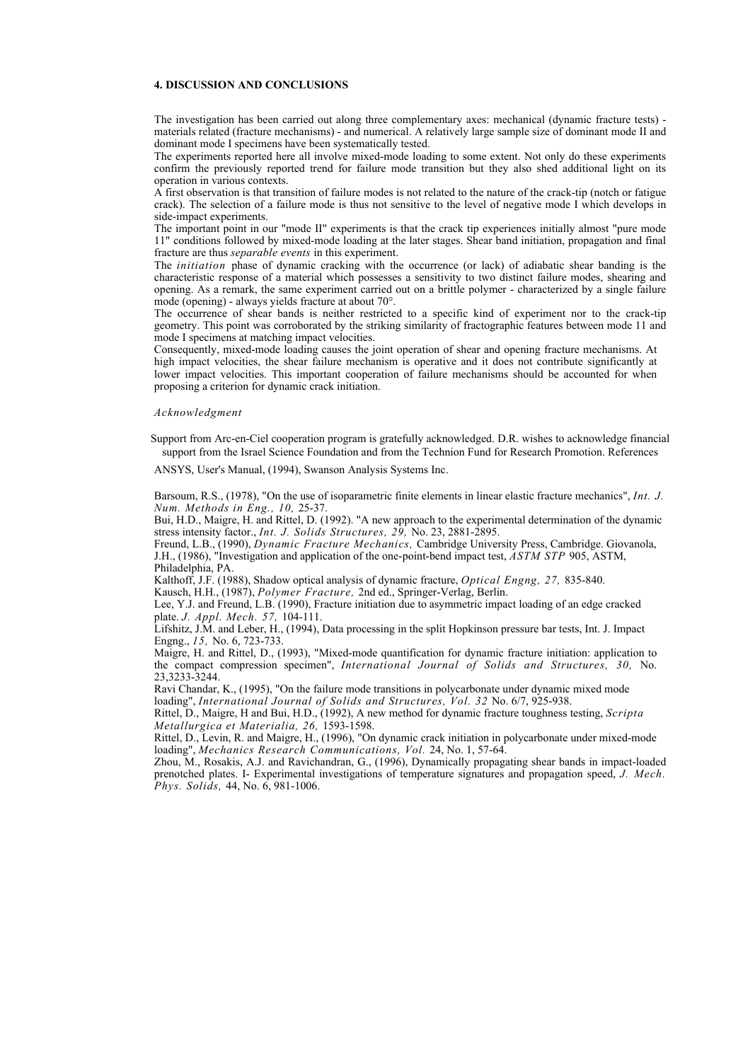#### 4. DISCUSSION AND CONCLUSIONS

The investigation has been carried out along three complementary axes: mechanical (dynamic fracture tests) - materials related (fracture mechanisms) - and numerical. A relatively large sample size of dominant mode II and dominant mode I specimens have been systematically tested.

The experiments reported here all involve mixed-mode loading to some extent. Not only do these experiments confirm the previously reported trend for failure mode transition but they also shed additional light on its operation in various contexts.

A first observation is that transition of failure modes is not related to the nature of the crack-tip (notch or fatigue crack). The selection of a failure mode is thus not sensitive to the level of negative mode I which develops in side-impact experiments.

The important point in our "mode II" experiments is that the crack tip experiences initially almost "pure mode 11" conditions followed by mixed-mode loading at the later stages. Shear band initiation, propagation and final fracture are thus *separable events* in this experiment.

The *initiation* phase of dynamic cracking with the occurrence (or lack) of adiabatic shear banding is the characteristic response of a material which possesses a sensitivity to two distinct failure modes, shearing and opening. As a remark, the same experiment carried out on a brittle polymer - characterized by a single failure mode (opening) - always yields fracture at about 70°.

The occurrence of shear bands is neither restricted to a specific kind of experiment nor to the crack-tip geometry. This point was corroborated by the striking similarity of fractographic features between mode 11 and mode I specimens at matching impact velocities.

Consequently, mixed-mode loading causes the joint operation of shear and opening fracture mechanisms. At high impact velocities, the shear failure mechanism is operative and it does not contribute significantly at lower impact velocities. This important cooperation of failure mechanisms should be accounted for when proposing a criterion for dynamic crack initiation.

*Acknowledgment*

Support from Arc-en-Ciel cooperation program is gratefully acknowledged. D.R. wishes to acknowledge financial support from the Israel Science Foundation and from the Technion Fund for Research Promotion. References

ANSYS, User's Manual, (1994), Swanson Analysis Systems Inc.

Barsoum, R.S., (1978), "On the use of isoparametric finite elements in linear elastic fracture mechanics", *Int. J. Num. Methods in Eng., 10,* 25-37.

Bui, H.D., Maigre, H. and Rittel, D. (1992). "A new approach to the experimental determination of the dynamic stress intensity factor., *Int. J. Solids Structures, 29,* No. 23, 2881-2895.

Freund, L.B., (1990), *Dynamic Fracture Mechanics,* Cambridge University Press, Cambridge. Giovanola, J.H., (1986), "Investigation and application of the one-point-bend impact test, *ASTM STP* 905, ASTM, Philadelphia, PA.

Kalthoff, J.F. (1988), Shadow optical analysis of dynamic fracture, *Optical Engng, 27,* 835-840.

Kausch, H.H., (1987), *Polymer Fracture,* 2nd ed., Springer-Verlag, Berlin.

Lee, Y.J. and Freund, L.B. (1990), Fracture initiation due to asymmetric impact loading of an edge cracked plate. *J. Appl. Mech. 57,* 104-111.

Lifshitz, J.M. and Leber, H., (1994), Data processing in the split Hopkinson pressure bar tests, Int. J. Impact Engng., *15,* No. 6, 723-733.

Maigre, H. and Rittel, D., (1993), "Mixed-mode quantification for dynamic fracture initiation: application to the compact compression specimen", *International Journal of Solids and Structures, 30,* No. 23,3233-3244.

Ravi Chandar, K., (1995), "On the failure mode transitions in polycarbonate under dynamic mixed mode loading", *International Journal of Solids and Structures, Vol. 32* No. 6/7, 925-938.

Rittel, D., Maigre, H and Bui, H.D., (1992), A new method for dynamic fracture toughness testing, *Scripta Metallurgica et Materialia, 26,* 1593-1598.

Rittel, D., Levin, R. and Maigre, H., (1996), "On dynamic crack initiation in polycarbonate under mixed-mode loading", *Mechanics Research Communications, Vol.* 24, No. 1, 57-64.

Zhou, M., Rosakis, A.J. and Ravichandran, G., (1996), Dynamically propagating shear bands in impact-loaded prenotched plates. I- Experimental investigations of temperature signatures and propagation speed, *J. Mech. Phys. Solids,* 44, No. 6, 981-1006.